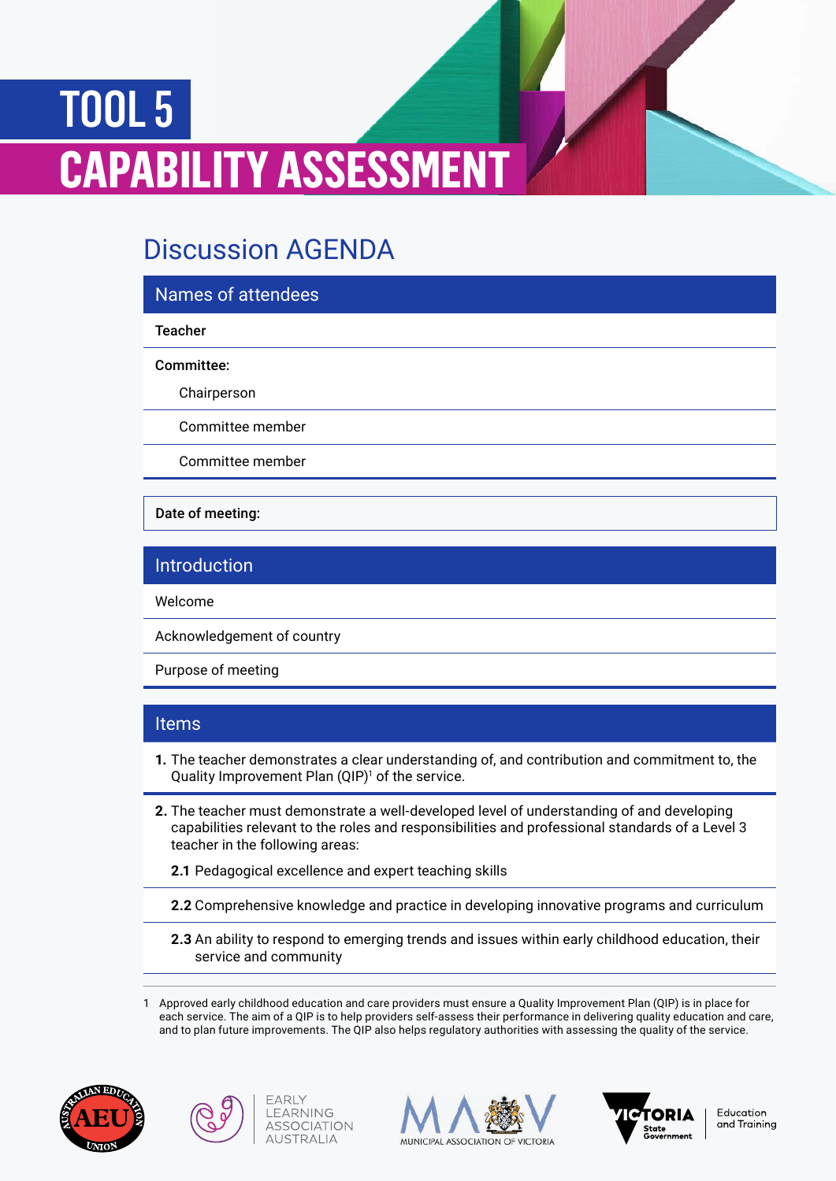# TOOL 5

# CAPABILITY ASSESSMENT

## Discussion AGENDA

| Names of attendees |
|---|
| **Teacher** |
| **Committee:** Chairperson |
| Committee member |
| Committee member |

**Date of meeting:**

| Introduction |
|---|
| Welcome |
| Acknowledgement of country |
| Purpose of meeting |

| Items |
|---|
| **1.** The teacher demonstrates a clear understanding of, and contribution and commitment to, the Quality Improvement Plan (QIP)[1] of the service. |
| **2.** The teacher must demonstrate a well-developed level of understanding of and developing capabilities relevant to the roles and responsibilities and professional standards of a Level 3 teacher in the following areas: **2.1** Pedagogical excellence and expert teaching skills |
| **2.2** Comprehensive knowledge and practice in developing innovative programs and curriculum |
| **2.3** An ability to respond to emerging trends and issues within early childhood education, their service and community |

1 Approved early childhood education and care providers must ensure a Quality Improvement Plan (QIP) is in place for each service. The aim of a QIP is to help providers self-assess their performance in delivering quality education and care, and to plan future improvements. The QIP also helps regulatory authorities with assessing the quality of the service.

AUSTRALIAN EDUCATION UNION · EARLY LEARNING ASSOCIATION AUSTRALIA · MUNICIPAL ASSOCIATION OF VICTORIA · VICTORIA State Government Education and Training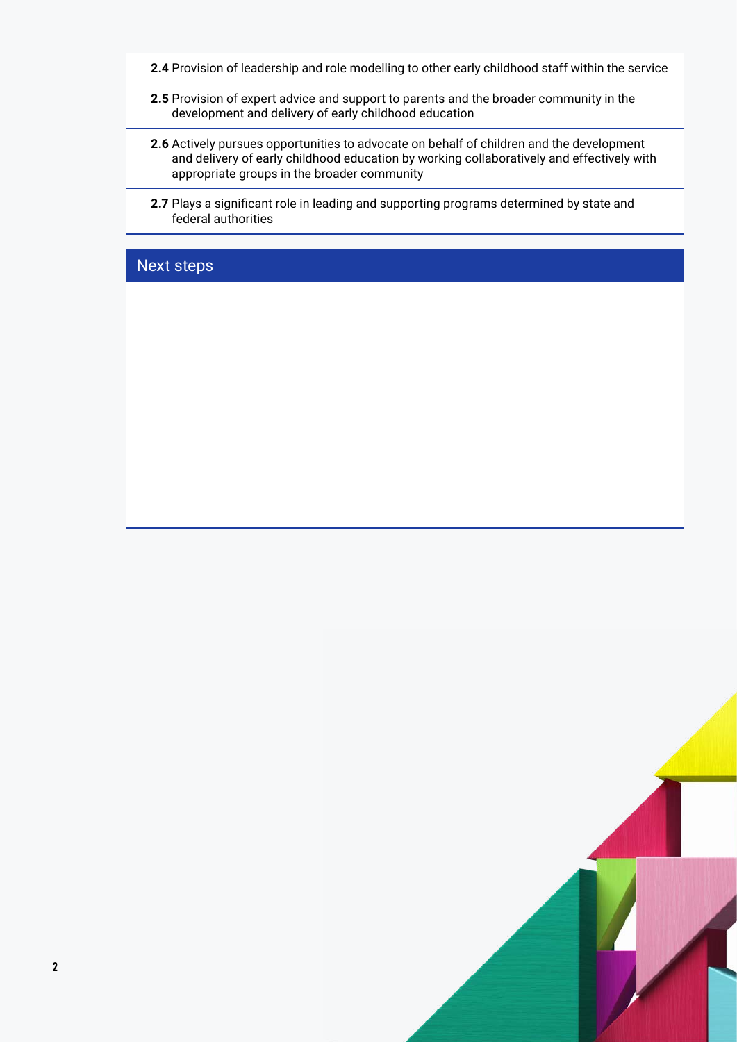**2.4** Provision of leadership and role modelling to other early childhood staff within the service

**2.5** Provision of expert advice and support to parents and the broader community in the development and delivery of early childhood education

**2.6** Actively pursues opportunities to advocate on behalf of children and the development and delivery of early childhood education by working collaboratively and effectively with appropriate groups in the broader community

**2.7** Plays a significant role in leading and supporting programs determined by state and federal authorities

## Next steps